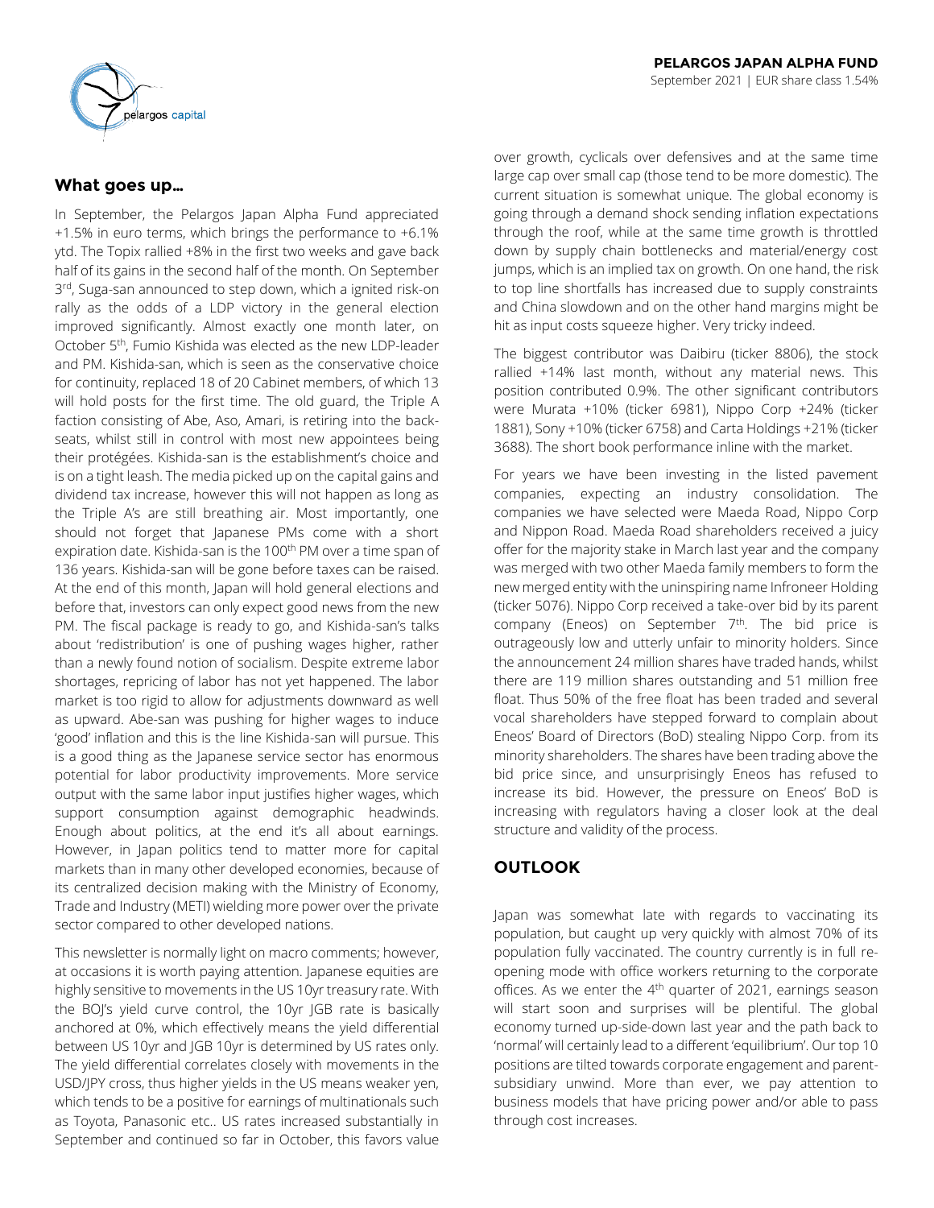# PELARGOS JAPAN ALPHA FUND

September 2021 | EUR share class 1.54%

## What goes up…

In September, the Pelargos Japan Alpha Fund appreciated +1.5% in euro terms, which brings the performance to +6.1% ytd. The Topix rallied +8% in the first two weeks and gave back half of its gains in the second half of the month. On September 3rd, Suga-san announced to step down, which a ignited risk-on rally as the odds of a LDP victory in the general election improved significantly. Almost exactly one month later, on October 5th, Fumio Kishida was elected as the new LDP-leader and PM. Kishida-san, which is seen as the conservative choice for continuity, replaced 18 of 20 Cabinet members, of which 13 will hold posts for the first time. The old guard, the Triple A faction consisting of Abe, Aso, Amari, is retiring into the back-seats, whilst still in control with most new appointees being their protégées. Kishida-san is the establishment's choice and is on a tight leash. The media picked up on the capital gains and dividend tax increase, however this will not happen as long as the Triple A's are still breathing air. Most importantly, one should not forget that Japanese PMs come with a short expiration date. Kishida-san is the 100th PM over a time span of 136 years. Kishida-san will be gone before taxes can be raised. At the end of this month, Japan will hold general elections and before that, investors can only expect good news from the new PM. The fiscal package is ready to go, and Kishida-san's talks about 'redistribution' is one of pushing wages higher, rather than a newly found notion of socialism. Despite extreme labor shortages, repricing of labor has not yet happened. The labor market is too rigid to allow for adjustments downward as well as upward. Abe-san was pushing for higher wages to induce 'good' inflation and this is the line Kishida-san will pursue. This is a good thing as the Japanese service sector has enormous potential for labor productivity improvements. More service output with the same labor input justifies higher wages, which support consumption against demographic headwinds. Enough about politics, at the end it's all about earnings. However, in Japan politics tend to matter more for capital markets than in many other developed economies, because of its centralized decision making with the Ministry of Economy, Trade and Industry (METI) wielding more power over the private sector compared to other developed nations.

This newsletter is normally light on macro comments; however, at occasions it is worth paying attention. Japanese equities are highly sensitive to movements in the US 10yr treasury rate. With the BOJ's yield curve control, the 10yr JGB rate is basically anchored at 0%, which effectively means the yield differential between US 10yr and JGB 10yr is determined by US rates only. The yield differential correlates closely with movements in the USD/JPY cross, thus higher yields in the US means weaker yen, which tends to be a positive for earnings of multinationals such as Toyota, Panasonic etc.. US rates increased substantially in September and continued so far in October, this favors value over growth, cyclicals over defensives and at the same time large cap over small cap (those tend to be more domestic). The current situation is somewhat unique. The global economy is going through a demand shock sending inflation expectations through the roof, while at the same time growth is throttled down by supply chain bottlenecks and material/energy cost jumps, which is an implied tax on growth. On one hand, the risk to top line shortfalls has increased due to supply constraints and China slowdown and on the other hand margins might be hit as input costs squeeze higher. Very tricky indeed.

The biggest contributor was Daibiru (ticker 8806), the stock rallied +14% last month, without any material news. This position contributed 0.9%. The other significant contributors were Murata +10% (ticker 6981), Nippo Corp +24% (ticker 1881), Sony +10% (ticker 6758) and Carta Holdings +21% (ticker 3688). The short book performance inline with the market.

For years we have been investing in the listed pavement companies, expecting an industry consolidation. The companies we have selected were Maeda Road, Nippo Corp and Nippon Road. Maeda Road shareholders received a juicy offer for the majority stake in March last year and the company was merged with two other Maeda family members to form the new merged entity with the uninspiring name Infroneer Holding (ticker 5076). Nippo Corp received a take-over bid by its parent company (Eneos) on September 7th. The bid price is outrageously low and utterly unfair to minority holders. Since the announcement 24 million shares have traded hands, whilst there are 119 million shares outstanding and 51 million free float. Thus 50% of the free float has been traded and several vocal shareholders have stepped forward to complain about Eneos' Board of Directors (BoD) stealing Nippo Corp. from its minority shareholders. The shares have been trading above the bid price since, and unsurprisingly Eneos has refused to increase its bid. However, the pressure on Eneos' BoD is increasing with regulators having a closer look at the deal structure and validity of the process.

## OUTLOOK

Japan was somewhat late with regards to vaccinating its population, but caught up very quickly with almost 70% of its population fully vaccinated. The country currently is in full re-opening mode with office workers returning to the corporate offices. As we enter the 4th quarter of 2021, earnings season will start soon and surprises will be plentiful. The global economy turned up-side-down last year and the path back to 'normal' will certainly lead to a different 'equilibrium'. Our top 10 positions are tilted towards corporate engagement and parent-subsidiary unwind. More than ever, we pay attention to business models that have pricing power and/or able to pass through cost increases.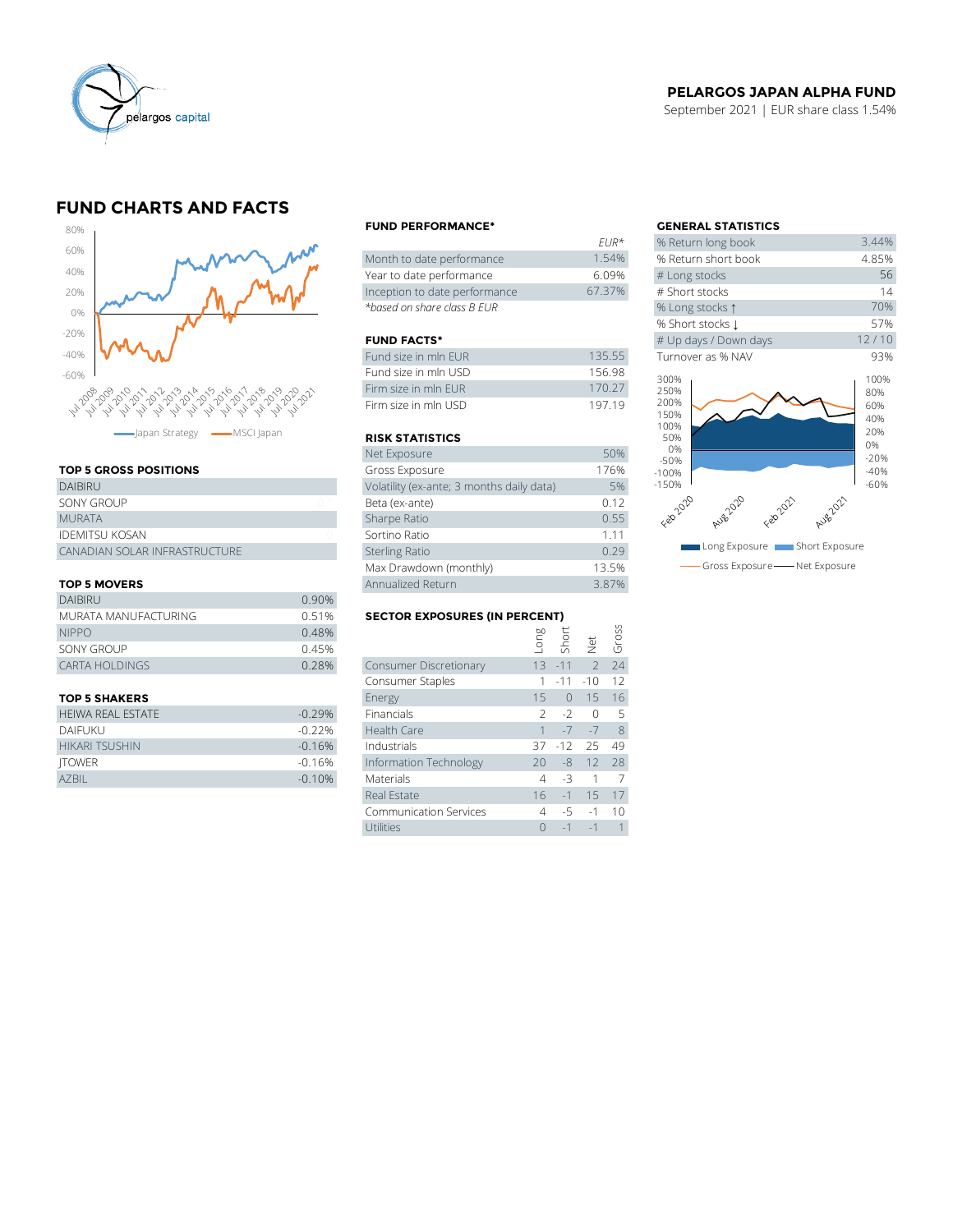**PELARGOS JAPAN ALPHA FUND**

September 2021 | EUR share class 1.54%

## FUND CHARTS AND FACTS

Japan Strategy — MSCI Japan

### FUND PERFORMANCE*

| | EUR* |
|---|---|
| Month to date performance | 1.54% |
| Year to date performance | 6.09% |
| Inception to date performance | 67.37% |

*based on share class B EUR*

### FUND FACTS*

| | |
|---|---|
| Fund size in mln EUR | 135.55 |
| Fund size in mln USD | 156.98 |
| Firm size in mln EUR | 170.27 |
| Firm size in mln USD | 197.19 |

### RISK STATISTICS

| | |
|---|---|
| Net Exposure | 50% |
| Gross Exposure | 176% |
| Volatility (ex-ante; 3 months daily data) | 5% |
| Beta (ex-ante) | 0.12 |
| Sharpe Ratio | 0.55 |
| Sortino Ratio | 1.11 |
| Sterling Ratio | 0.29 |
| Max Drawdown (monthly) | 13.5% |
| Annualized Return | 3.87% |

### GENERAL STATISTICS

| | |
|---|---|
| % Return long book | 3.44% |
| % Return short book | 4.85% |
| # Long stocks | 56 |
| # Short stocks | 14 |
| % Long stocks ↑ | 70% |
| % Short stocks ↓ | 57% |
| # Up days / Down days | 12 / 10 |
| Turnover as % NAV | 93% |

Long Exposure — Short Exposure — Gross Exposure — Net Exposure

### TOP 5 GROSS POSITIONS

| |
|---|
| DAIBIRU |
| SONY GROUP |
| MURATA |
| IDEMITSU KOSAN |
| CANADIAN SOLAR INFRASTRUCTURE |

### TOP 5 MOVERS

| | |
|---|---|
| DAIBIRU | 0.90% |
| MURATA MANUFACTURING | 0.51% |
| NIPPO | 0.48% |
| SONY GROUP | 0.45% |
| CARTA HOLDINGS | 0.28% |

### TOP 5 SHAKERS

| | |
|---|---|
| HEIWA REAL ESTATE | -0.29% |
| DAIFUKU | -0.22% |
| HIKARI TSUSHIN | -0.16% |
| JTOWER | -0.16% |
| AZBIL | -0.10% |

### SECTOR EXPOSURES (IN PERCENT)

| | Long | Short | Net | Gross |
|---|---|---|---|---|
| Consumer Discretionary | 13 | -11 | 2 | 24 |
| Consumer Staples | 1 | -11 | -10 | 12 |
| Energy | 15 | 0 | 15 | 16 |
| Financials | 2 | -2 | 0 | 5 |
| Health Care | 1 | -7 | -7 | 8 |
| Industrials | 37 | -12 | 25 | 49 |
| Information Technology | 20 | -8 | 12 | 28 |
| Materials | 4 | -3 | 1 | 7 |
| Real Estate | 16 | -1 | 15 | 17 |
| Communication Services | 4 | -5 | -1 | 10 |
| Utilities | 0 | -1 | -1 | 1 |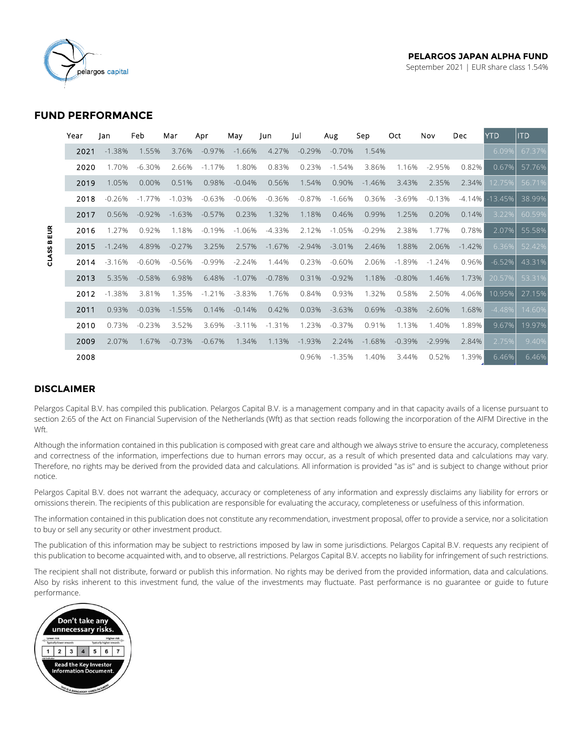**PELARGOS JAPAN ALPHA FUND**

September 2021 | EUR share class 1.54%

## FUND PERFORMANCE

CLASS B EUR

| Year | Jan | Feb | Mar | Apr | May | Jun | Jul | Aug | Sep | Oct | Nov | Dec | YTD | ITD |
|---|---|---|---|---|---|---|---|---|---|---|---|---|---|---|
| 2021 | -1.38% | 1.55% | 3.76% | -0.97% | -1.66% | 4.27% | -0.29% | -0.70% | 1.54% | | | | 6.09% | 67.37% |
| 2020 | 1.70% | -6.30% | 2.66% | -1.17% | 1.80% | 0.83% | 0.23% | -1.54% | 3.86% | 1.16% | -2.95% | 0.82% | 0.67% | 57.76% |
| 2019 | 1.05% | 0.00% | 0.51% | 0.98% | -0.04% | 0.56% | 1.54% | 0.90% | -1.46% | 3.43% | 2.35% | 2.34% | 12.75% | 56.71% |
| 2018 | -0.26% | -1.77% | -1.03% | -0.63% | -0.06% | -0.36% | -0.87% | -1.66% | 0.36% | -3.69% | -0.13% | -4.14% | -13.45% | 38.99% |
| 2017 | 0.56% | -0.92% | -1.63% | -0.57% | 0.23% | 1.32% | 1.18% | 0.46% | 0.99% | 1.25% | 0.20% | 0.14% | 3.22% | 60.59% |
| 2016 | 1.27% | 0.92% | 1.18% | -0.19% | -1.06% | -4.33% | 2.12% | -1.05% | -0.29% | 2.38% | 1.77% | 0.78% | 2.07% | 55.58% |
| 2015 | -1.24% | 4.89% | -0.27% | 3.25% | 2.57% | -1.67% | -2.94% | -3.01% | 2.46% | 1.88% | 2.06% | -1.42% | 6.36% | 52.42% |
| 2014 | -3.16% | -0.60% | -0.56% | -0.99% | -2.24% | 1.44% | 0.23% | -0.60% | 2.06% | -1.89% | -1.24% | 0.96% | -6.52% | 43.31% |
| 2013 | 5.35% | -0.58% | 6.98% | 6.48% | -1.07% | -0.78% | 0.31% | -0.92% | 1.18% | -0.80% | 1.46% | 1.73% | 20.57% | 53.31% |
| 2012 | -1.38% | 3.81% | 1.35% | -1.21% | -3.83% | 1.76% | 0.84% | 0.93% | 1.32% | 0.58% | 2.50% | 4.06% | 10.95% | 27.15% |
| 2011 | 0.93% | -0.03% | -1.55% | 0.14% | -0.14% | 0.42% | 0.03% | -3.63% | 0.69% | -0.38% | -2.60% | 1.68% | -4.48% | 14.60% |
| 2010 | 0.73% | -0.23% | 3.52% | 3.69% | -3.11% | -1.31% | 1.23% | -0.37% | 0.91% | 1.13% | 1.40% | 1.89% | 9.67% | 19.97% |
| 2009 | 2.07% | 1.67% | -0.73% | -0.67% | 1.34% | 1.13% | -1.93% | 2.24% | -1.68% | -0.39% | -2.99% | 2.84% | 2.75% | 9.40% |
| 2008 | | | | | | | 0.96% | -1.35% | 1.40% | 3.44% | 0.52% | 1.39% | 6.46% | 6.46% |

## DISCLAIMER

Pelargos Capital B.V. has compiled this publication. Pelargos Capital B.V. is a management company and in that capacity avails of a license pursuant to section 2:65 of the Act on Financial Supervision of the Netherlands (Wft) as that section reads following the incorporation of the AIFM Directive in the Wft.

Although the information contained in this publication is composed with great care and although we always strive to ensure the accuracy, completeness and correctness of the information, imperfections due to human errors may occur, as a result of which presented data and calculations may vary. Therefore, no rights may be derived from the provided data and calculations. All information is provided "as is" and is subject to change without prior notice.

Pelargos Capital B.V. does not warrant the adequacy, accuracy or completeness of any information and expressly disclaims any liability for errors or omissions therein. The recipients of this publication are responsible for evaluating the accuracy, completeness or usefulness of this information.

The information contained in this publication does not constitute any recommendation, investment proposal, offer to provide a service, nor a solicitation to buy or sell any security or other investment product.

The publication of this information may be subject to restrictions imposed by law in some jurisdictions. Pelargos Capital B.V. requests any recipient of this publication to become acquainted with, and to observe, all restrictions. Pelargos Capital B.V. accepts no liability for infringement of such restrictions.

The recipient shall not distribute, forward or publish this information. No rights may be derived from the provided information, data and calculations. Also by risks inherent to this investment fund, the value of the investments may fluctuate. Past performance is no guarantee or guide to future performance.

Don't take any unnecessary risks.

Lower risk — Typically lower rewards | Higher risk — Typically higher rewards

1 2 3 4 5 6 7

risk indicator

Read the Key Investor Information Document.

THIS IS A MANDATORY ANNOUNCEMENT